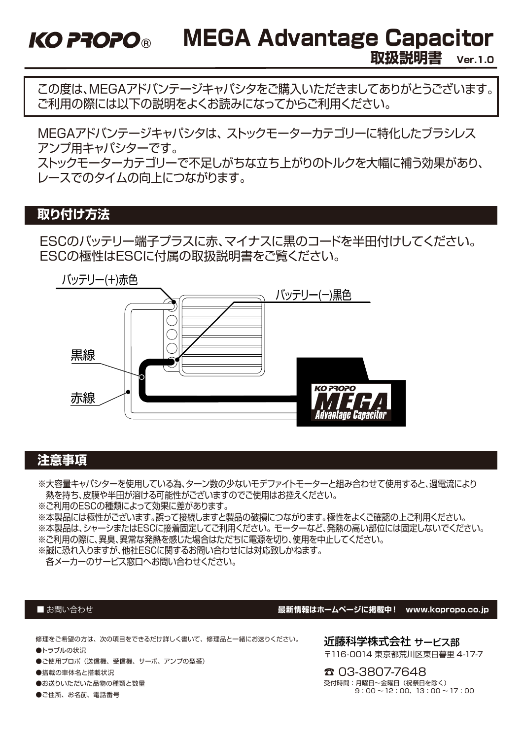KO PROPO®

# MEGA Advantage Capacitor

## 取扱説明書 Ver.1.0

この度は、MEGAアドバンテージキャパシタをご購入いただきましてありがとうございます。
ご利用の際には以下の説明をよくお読みになってからご利用ください。

MEGAアドバンテージキャパシタは、ストックモーターカテゴリーに特化したブラシレスアンプ用キャパシターです。
ストックモーターカテゴリーで不足しがちな立ち上がりのトルクを大幅に補う効果があり、レースでのタイムの向上につながります。

## 取り付け方法

ESCのバッテリー端子プラスに赤、マイナスに黒のコードを半田付けしてください。
ESCの極性はESCに付属の取扱説明書をご覧ください。

バッテリー(+)赤色

バッテリー(−)黒色

黒線

赤線

## 注意事項

※大容量キャパシターを使用している為、ターン数の少ないモデファイトモーターと組み合わせて使用すると、過電流により熱を持ち、皮膜や半田が溶ける可能性がございますのでご使用はお控えください。
※ご利用のESCの種類によって効果に差があります。
※本製品には極性がございます。誤って接続しますと製品の破損につながります。極性をよくご確認の上ご利用ください。
※本製品は、シャーシまたはESCに接着固定してご利用ください。モーターなど、発熱の高い部位には固定しないでください。
※ご利用の際に、異臭、異常な発熱を感じた場合はただちに電源を切り、使用を中止してください。
※誠に恐れ入りますが、他社ESCに関するお問い合わせには対応致しかねます。
各メーカーのサービス窓口へお問い合わせください。

■ お問い合わせ

**最新情報はホームページに掲載中！ www.kopropo.co.jp**

修理をご希望の方は、次の項目をできるだけ詳しく書いて、修理品と一緒にお送りください。

- トラブルの状況
- ご使用プロポ（送信機、受信機、サーボ、アンプの型番）
- 搭載の車体名と搭載状況
- お送りいただいた品物の種類と数量
- ご住所、お名前、電話番号

**近藤科学株式会社 サービス部**
〒116-0014 東京都荒川区東日暮里 4-17-7

☎ 03-3807-7648
受付時間：月曜日～金曜日（祝祭日を除く）
9：00～12：00、13：00～17：00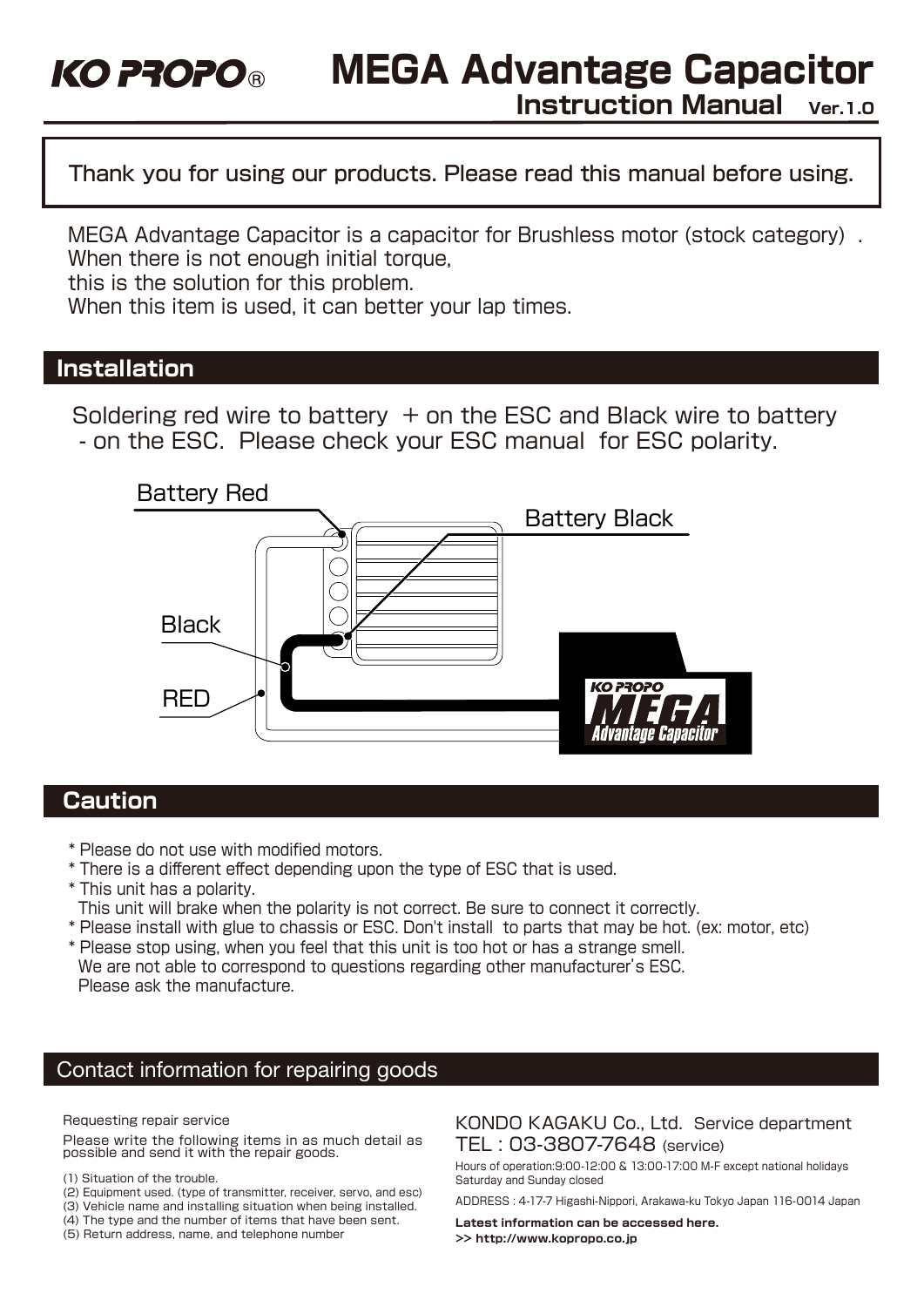# KO PROPO® MEGA Advantage Capacitor

## Instruction Manual Ver.1.0

Thank you for using our products. Please read this manual before using.

MEGA Advantage Capacitor is a capacitor for Brushless motor (stock category) .
When there is not enough initial torque,
this is the solution for this problem.
When this item is used, it can better your lap times.

## Installation

Soldering red wire to battery + on the ESC and Black wire to battery - on the ESC. Please check your ESC manual for ESC polarity.

Battery Red
Battery Black
Black
RED
KO PROPO MEGA Advantage Capacitor

## Caution

* Please do not use with modified motors.
* There is a different effect depending upon the type of ESC that is used.
* This unit has a polarity.
  This unit will brake when the polarity is not correct. Be sure to connect it correctly.
* Please install with glue to chassis or ESC. Don't install to parts that may be hot. (ex: motor, etc)
* Please stop using, when you feel that this unit is too hot or has a strange smell.
  We are not able to correspond to questions regarding other manufacturer's ESC.
  Please ask the manufacture.

## Contact information for repairing goods

Requesting repair service

Please write the following items in as much detail as possible and send it with the repair goods.

(1) Situation of the trouble.
(2) Equipment used. (type of transmitter, receiver, servo, and esc)
(3) Vehicle name and installing situation when being installed.
(4) The type and the number of items that have been sent.
(5) Return address, name, and telephone number

KONDO KAGAKU Co., Ltd. Service department
TEL : 03-3807-7648 (service)

Hours of operation:9:00-12:00 & 13:00-17:00 M-F except national holidays
Saturday and Sunday closed

ADDRESS : 4-17-7 Higashi-Nippori, Arakawa-ku Tokyo Japan 116-0014 Japan

**Latest information can be accessed here.**
**>> http://www.kopropo.co.jp**